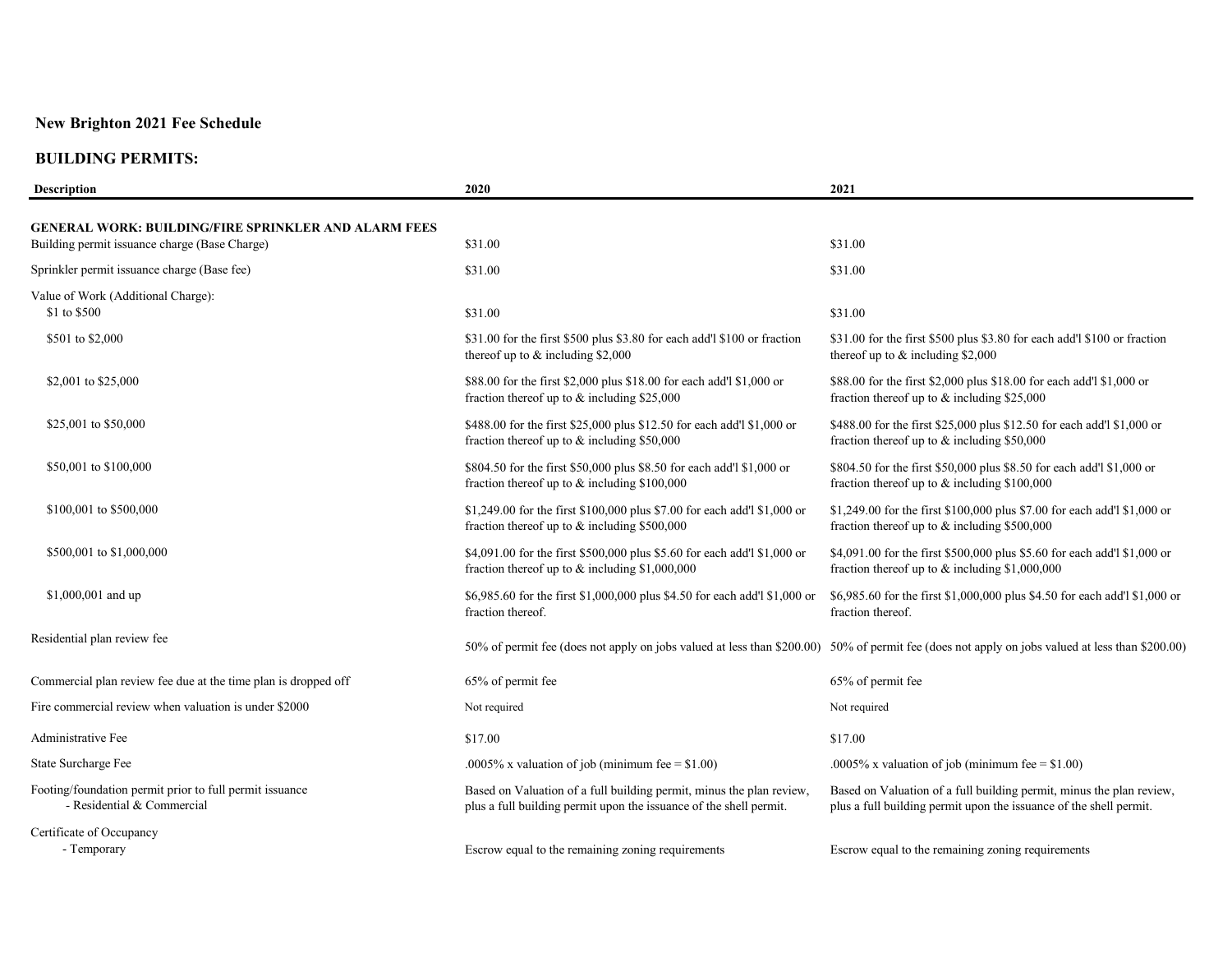## New Brighton 2021 Fee Schedule

### BUILDING PERMITS:

| Description | 2020 | 2021 |
|---|---|---|
| **GENERAL WORK: BUILDING/FIRE SPRINKLER AND ALARM FEES** | | |
| Building permit issuance charge (Base Charge) | $31.00 | $31.00 |
| Sprinkler permit issuance charge (Base fee) | $31.00 | $31.00 |
| Value of Work (Additional Charge): | | |
| $1 to $500 | $31.00 | $31.00 |
| $501 to $2,000 | $31.00 for the first $500 plus $3.80 for each add'l $100 or fraction thereof up to & including $2,000 | $31.00 for the first $500 plus $3.80 for each add'l $100 or fraction thereof up to & including $2,000 |
| $2,001 to $25,000 | $88.00 for the first $2,000 plus $18.00 for each add'l $1,000 or fraction thereof up to & including $25,000 | $88.00 for the first $2,000 plus $18.00 for each add'l $1,000 or fraction thereof up to & including $25,000 |
| $25,001 to $50,000 | $488.00 for the first $25,000 plus $12.50 for each add'l $1,000 or fraction thereof up to & including $50,000 | $488.00 for the first $25,000 plus $12.50 for each add'l $1,000 or fraction thereof up to & including $50,000 |
| $50,001 to $100,000 | $804.50 for the first $50,000 plus $8.50 for each add'l $1,000 or fraction thereof up to & including $100,000 | $804.50 for the first $50,000 plus $8.50 for each add'l $1,000 or fraction thereof up to & including $100,000 |
| $100,001 to $500,000 | $1,249.00 for the first $100,000 plus $7.00 for each add'l $1,000 or fraction thereof up to & including $500,000 | $1,249.00 for the first $100,000 plus $7.00 for each add'l $1,000 or fraction thereof up to & including $500,000 |
| $500,001 to $1,000,000 | $4,091.00 for the first $500,000 plus $5.60 for each add'l $1,000 or fraction thereof up to & including $1,000,000 | $4,091.00 for the first $500,000 plus $5.60 for each add'l $1,000 or fraction thereof up to & including $1,000,000 |
| $1,000,001 and up | $6,985.60 for the first $1,000,000 plus $4.50 for each add'l $1,000 or fraction thereof. | $6,985.60 for the first $1,000,000 plus $4.50 for each add'l $1,000 or fraction thereof. |
| Residential plan review fee | 50% of permit fee (does not apply on jobs valued at less than $200.00) | 50% of permit fee (does not apply on jobs valued at less than $200.00) |
| Commercial plan review fee due at the time plan is dropped off | 65% of permit fee | 65% of permit fee |
| Fire commercial review when valuation is under $2000 | Not required | Not required |
| Administrative Fee | $17.00 | $17.00 |
| State Surcharge Fee | .0005% x valuation of job (minimum fee = $1.00) | .0005% x valuation of job (minimum fee = $1.00) |
| Footing/foundation permit prior to full permit issuance<br>- Residential & Commercial | Based on Valuation of a full building permit, minus the plan review, plus a full building permit upon the issuance of the shell permit. | Based on Valuation of a full building permit, minus the plan review, plus a full building permit upon the issuance of the shell permit. |
| Certificate of Occupancy<br>- Temporary | Escrow equal to the remaining zoning requirements | Escrow equal to the remaining zoning requirements |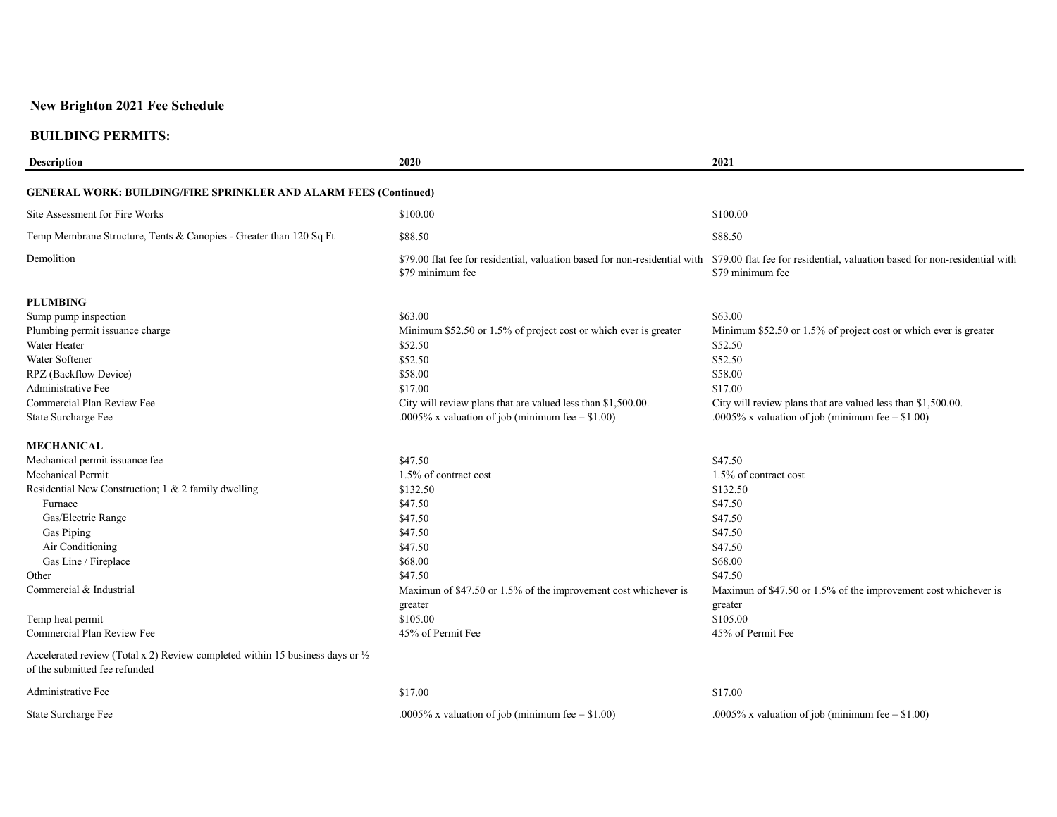## New Brighton 2021 Fee Schedule

### BUILDING PERMITS:

| Description | 2020 | 2021 |
|---|---|---|
| **GENERAL WORK: BUILDING/FIRE SPRINKLER AND ALARM FEES (Continued)** | | |
| Site Assessment for Fire Works | $100.00 | $100.00 |
| Temp Membrane Structure, Tents & Canopies - Greater than 120 Sq Ft | $88.50 | $88.50 |
| Demolition | $79.00 flat fee for residential, valuation based for non-residential with $79 minimum fee | $79.00 flat fee for residential, valuation based for non-residential with $79 minimum fee |
| **PLUMBING** | | |
| Sump pump inspection | $63.00 | $63.00 |
| Plumbing permit issuance charge | Minimum $52.50 or 1.5% of project cost or which ever is greater | Minimum $52.50 or 1.5% of project cost or which ever is greater |
| Water Heater | $52.50 | $52.50 |
| Water Softener | $52.50 | $52.50 |
| RPZ (Backflow Device) | $58.00 | $58.00 |
| Administrative Fee | $17.00 | $17.00 |
| Commercial Plan Review Fee | City will review plans that are valued less than $1,500.00. | City will review plans that are valued less than $1,500.00. |
| State Surcharge Fee | .0005% x valuation of job (minimum fee = $1.00) | .0005% x valuation of job (minimum fee = $1.00) |
| **MECHANICAL** | | |
| Mechanical permit issuance fee | $47.50 | $47.50 |
| Mechanical Permit | 1.5% of contract cost | 1.5% of contract cost |
| Residential New Construction; 1 & 2 family dwelling | $132.50 | $132.50 |
| Furnace | $47.50 | $47.50 |
| Gas/Electric Range | $47.50 | $47.50 |
| Gas Piping | $47.50 | $47.50 |
| Air Conditioning | $47.50 | $47.50 |
| Gas Line / Fireplace | $68.00 | $68.00 |
| Other | $47.50 | $47.50 |
| Commercial & Industrial | Maximun of $47.50 or 1.5% of the improvement cost whichever is greater | Maximun of $47.50 or 1.5% of the improvement cost whichever is greater |
| Temp heat permit | $105.00 | $105.00 |
| Commercial Plan Review Fee | 45% of Permit Fee | 45% of Permit Fee |
| Accelerated review (Total x 2) Review completed within 15 business days or ½ of the submitted fee refunded | | |
| Administrative Fee | $17.00 | $17.00 |
| State Surcharge Fee | .0005% x valuation of job (minimum fee = $1.00) | .0005% x valuation of job (minimum fee = $1.00) |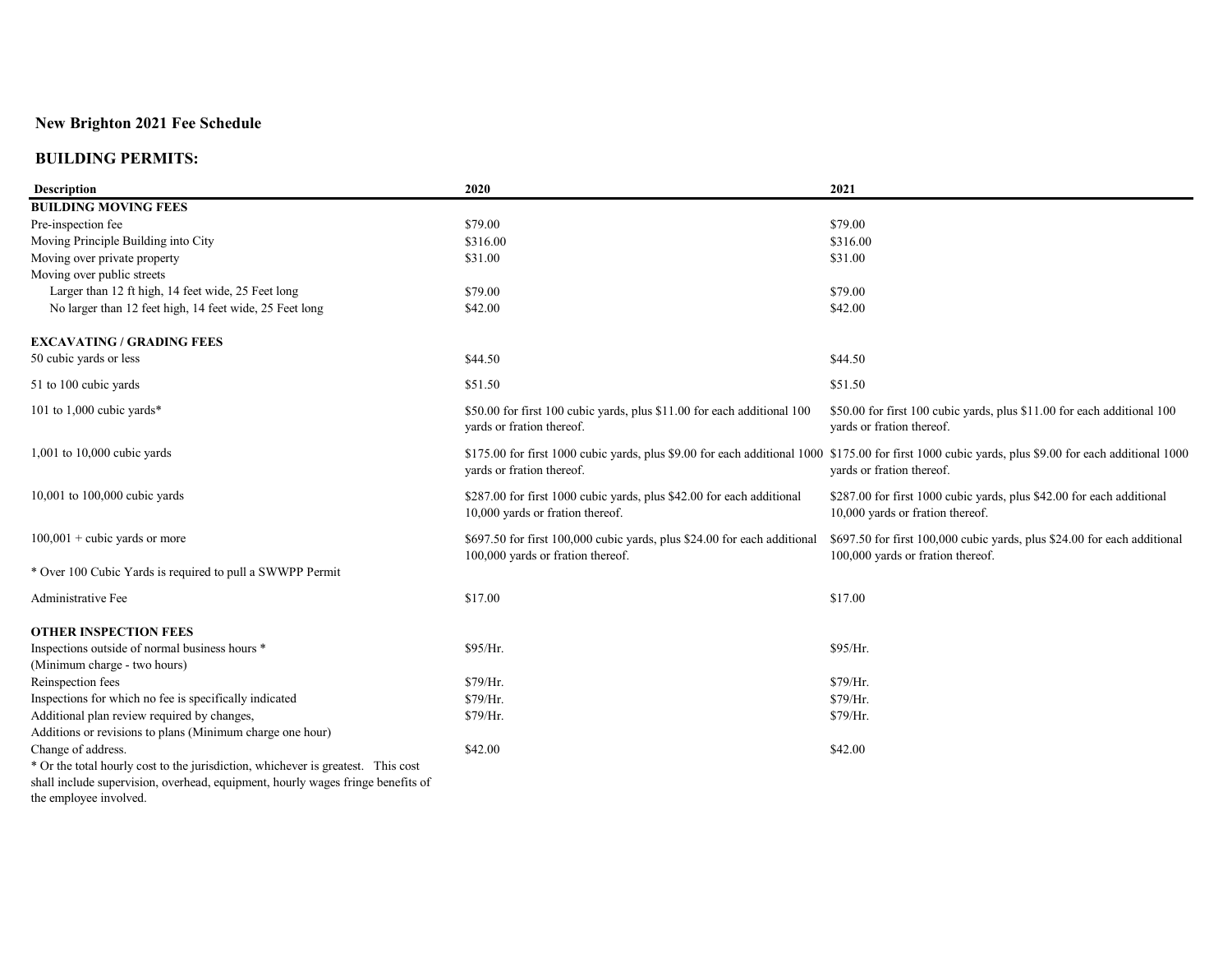## New Brighton 2021 Fee Schedule

### BUILDING PERMITS:

| Description | 2020 | 2021 |
|---|---|---|
| **BUILDING MOVING FEES** | | |
| Pre-inspection fee | $79.00 | $79.00 |
| Moving Principle Building into City | $316.00 | $316.00 |
| Moving over private property | $31.00 | $31.00 |
| Moving over public streets | | |
| Larger than 12 ft high, 14 feet wide, 25 Feet long | $79.00 | $79.00 |
| No larger than 12 feet high, 14 feet wide, 25 Feet long | $42.00 | $42.00 |
| | | |
| **EXCAVATING / GRADING FEES** | | |
| 50 cubic yards or less | $44.50 | $44.50 |
| 51 to 100 cubic yards | $51.50 | $51.50 |
| 101 to 1,000 cubic yards* | $50.00 for first 100 cubic yards, plus $11.00 for each additional 100 yards or fration thereof. | $50.00 for first 100 cubic yards, plus $11.00 for each additional 100 yards or fration thereof. |
| 1,001 to 10,000 cubic yards | $175.00 for first 1000 cubic yards, plus $9.00 for each additional 1000 yards or fration thereof. | $175.00 for first 1000 cubic yards, plus $9.00 for each additional 1000 yards or fration thereof. |
| 10,001 to 100,000 cubic yards | $287.00 for first 1000 cubic yards, plus $42.00 for each additional 10,000 yards or fration thereof. | $287.00 for first 1000 cubic yards, plus $42.00 for each additional 10,000 yards or fration thereof. |
| 100,001 + cubic yards or more | $697.50 for first 100,000 cubic yards, plus $24.00 for each additional 100,000 yards or fration thereof. | $697.50 for first 100,000 cubic yards, plus $24.00 for each additional 100,000 yards or fration thereof. |
| * Over 100 Cubic Yards is required to pull a SWWPP Permit | | |
| Administrative Fee | $17.00 | $17.00 |
| | | |
| **OTHER INSPECTION FEES** | | |
| Inspections outside of normal business hours * (Minimum charge - two hours) | $95/Hr. | $95/Hr. |
| Reinspection fees | $79/Hr. | $79/Hr. |
| Inspections for which no fee is specifically indicated | $79/Hr. | $79/Hr. |
| Additional plan review required by changes, Additions or revisions to plans (Minimum charge one hour) | $79/Hr. | $79/Hr. |
| Change of address. | $42.00 | $42.00 |

* Or the total hourly cost to the jurisdiction, whichever is greatest. This cost shall include supervision, overhead, equipment, hourly wages fringe benefits of the employee involved.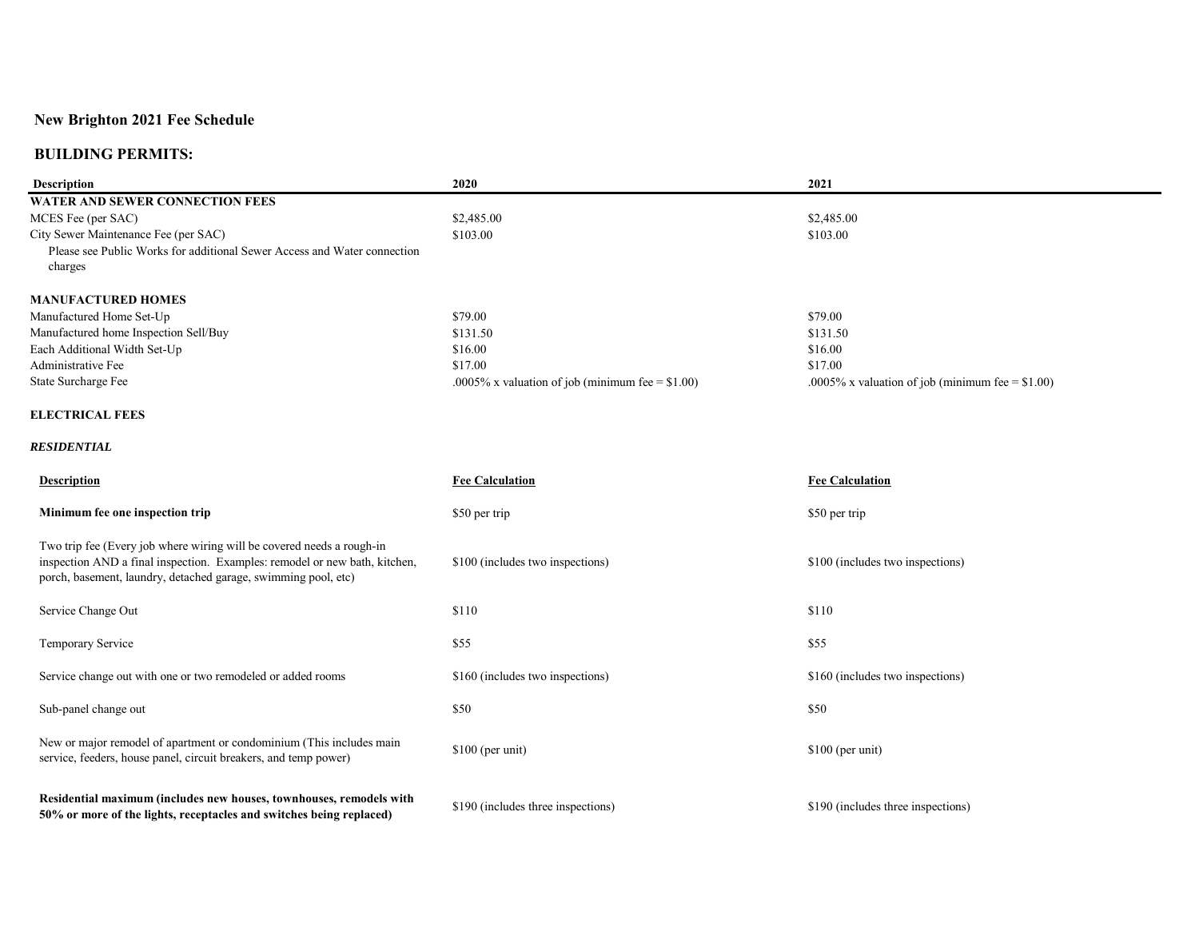## New Brighton 2021 Fee Schedule

## BUILDING PERMITS:

| Description | 2020 | 2021 |
|---|---|---|
| **WATER AND SEWER CONNECTION FEES** | | |
| MCES Fee (per SAC) | $2,485.00 | $2,485.00 |
| City Sewer Maintenance Fee (per SAC) | $103.00 | $103.00 |
| Please see Public Works for additional Sewer Access and Water connection charges | | |
| **MANUFACTURED HOMES** | | |
| Manufactured Home Set-Up | $79.00 | $79.00 |
| Manufactured home Inspection Sell/Buy | $131.50 | $131.50 |
| Each Additional Width Set-Up | $16.00 | $16.00 |
| Administrative Fee | $17.00 | $17.00 |
| State Surcharge Fee | .0005% x valuation of job (minimum fee = $1.00) | .0005% x valuation of job (minimum fee = $1.00) |

**ELECTRICAL FEES**

***RESIDENTIAL***

| Description | Fee Calculation | Fee Calculation |
|---|---|---|
| **Minimum fee one inspection trip** | $50 per trip | $50 per trip |
| Two trip fee (Every job where wiring will be covered needs a rough-in inspection AND a final inspection. Examples: remodel or new bath, kitchen, porch, basement, laundry, detached garage, swimming pool, etc) | $100 (includes two inspections) | $100 (includes two inspections) |
| Service Change Out | $110 | $110 |
| Temporary Service | $55 | $55 |
| Service change out with one or two remodeled or added rooms | $160 (includes two inspections) | $160 (includes two inspections) |
| Sub-panel change out | $50 | $50 |
| New or major remodel of apartment or condominium (This includes main service, feeders, house panel, circuit breakers, and temp power) | $100 (per unit) | $100 (per unit) |
| **Residential maximum (includes new houses, townhouses, remodels with 50% or more of the lights, receptacles and switches being replaced)** | $190 (includes three inspections) | $190 (includes three inspections) |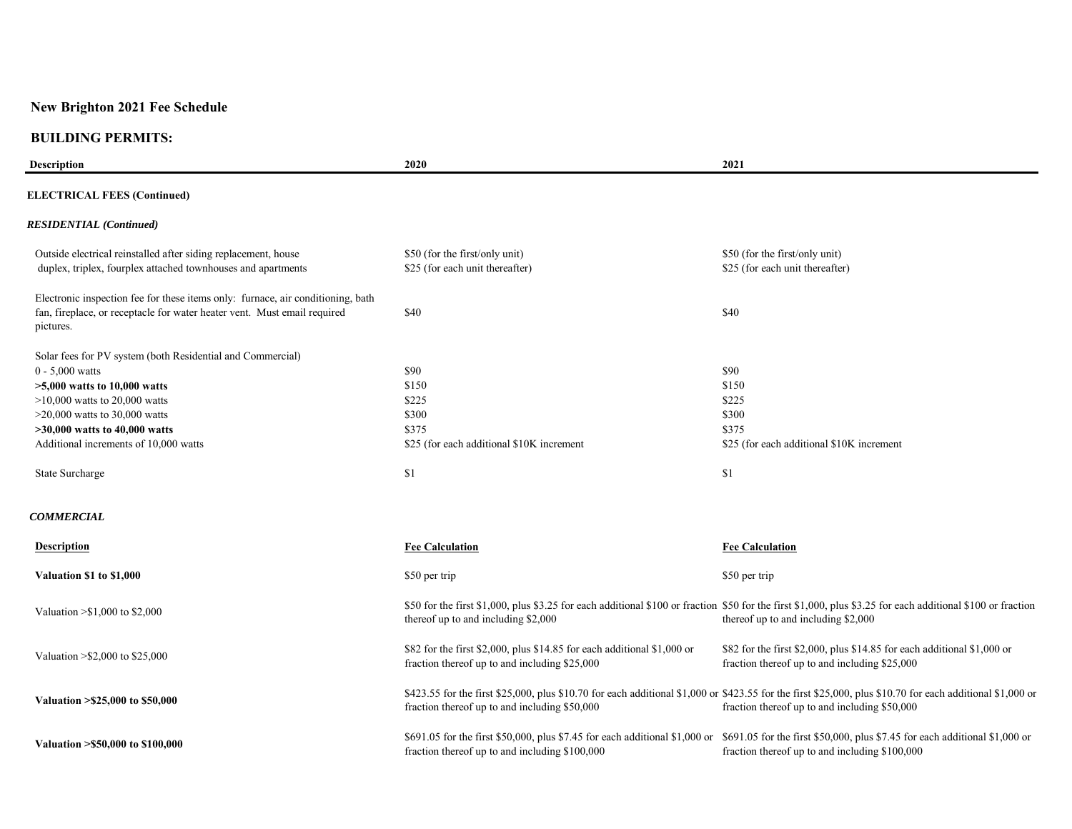## New Brighton 2021 Fee Schedule

### BUILDING PERMITS:

| Description | 2020 | 2021 |
|---|---|---|
| **ELECTRICAL FEES (Continued)** | | |
| ***RESIDENTIAL (Continued)*** | | |
| Outside electrical reinstalled after siding replacement, house duplex, triplex, fourplex attached townhouses and apartments | \$50 (for the first/only unit) \$25 (for each unit thereafter) | \$50 (for the first/only unit) \$25 (for each unit thereafter) |
| Electronic inspection fee for these items only: furnace, air conditioning, bath fan, fireplace, or receptacle for water heater vent. Must email required pictures. | \$40 | \$40 |
| Solar fees for PV system (both Residential and Commercial) | | |
| 0 - 5,000 watts | \$90 | \$90 |
| **>5,000 watts to 10,000 watts** | \$150 | \$150 |
| >10,000 watts to 20,000 watts | \$225 | \$225 |
| >20,000 watts to 30,000 watts | \$300 | \$300 |
| **>30,000 watts to 40,000 watts** | \$375 | \$375 |
| Additional increments of 10,000 watts | \$25 (for each additional \$10K increment | \$25 (for each additional \$10K increment |
| State Surcharge | \$1 | \$1 |
| ***COMMERCIAL*** | | |
| **Description** | **Fee Calculation** | **Fee Calculation** |
| **Valuation \$1 to \$1,000** | \$50 per trip | \$50 per trip |
| Valuation >\$1,000 to \$2,000 | \$50 for the first \$1,000, plus \$3.25 for each additional \$100 or fraction thereof up to and including \$2,000 | \$50 for the first \$1,000, plus \$3.25 for each additional \$100 or fraction thereof up to and including \$2,000 |
| Valuation >\$2,000 to \$25,000 | \$82 for the first \$2,000, plus \$14.85 for each additional \$1,000 or fraction thereof up to and including \$25,000 | \$82 for the first \$2,000, plus \$14.85 for each additional \$1,000 or fraction thereof up to and including \$25,000 |
| **Valuation >\$25,000 to \$50,000** | \$423.55 for the first \$25,000, plus \$10.70 for each additional \$1,000 or fraction thereof up to and including \$50,000 | \$423.55 for the first \$25,000, plus \$10.70 for each additional \$1,000 or fraction thereof up to and including \$50,000 |
| **Valuation >\$50,000 to \$100,000** | \$691.05 for the first \$50,000, plus \$7.45 for each additional \$1,000 or fraction thereof up to and including \$100,000 | \$691.05 for the first \$50,000, plus \$7.45 for each additional \$1,000 or fraction thereof up to and including \$100,000 |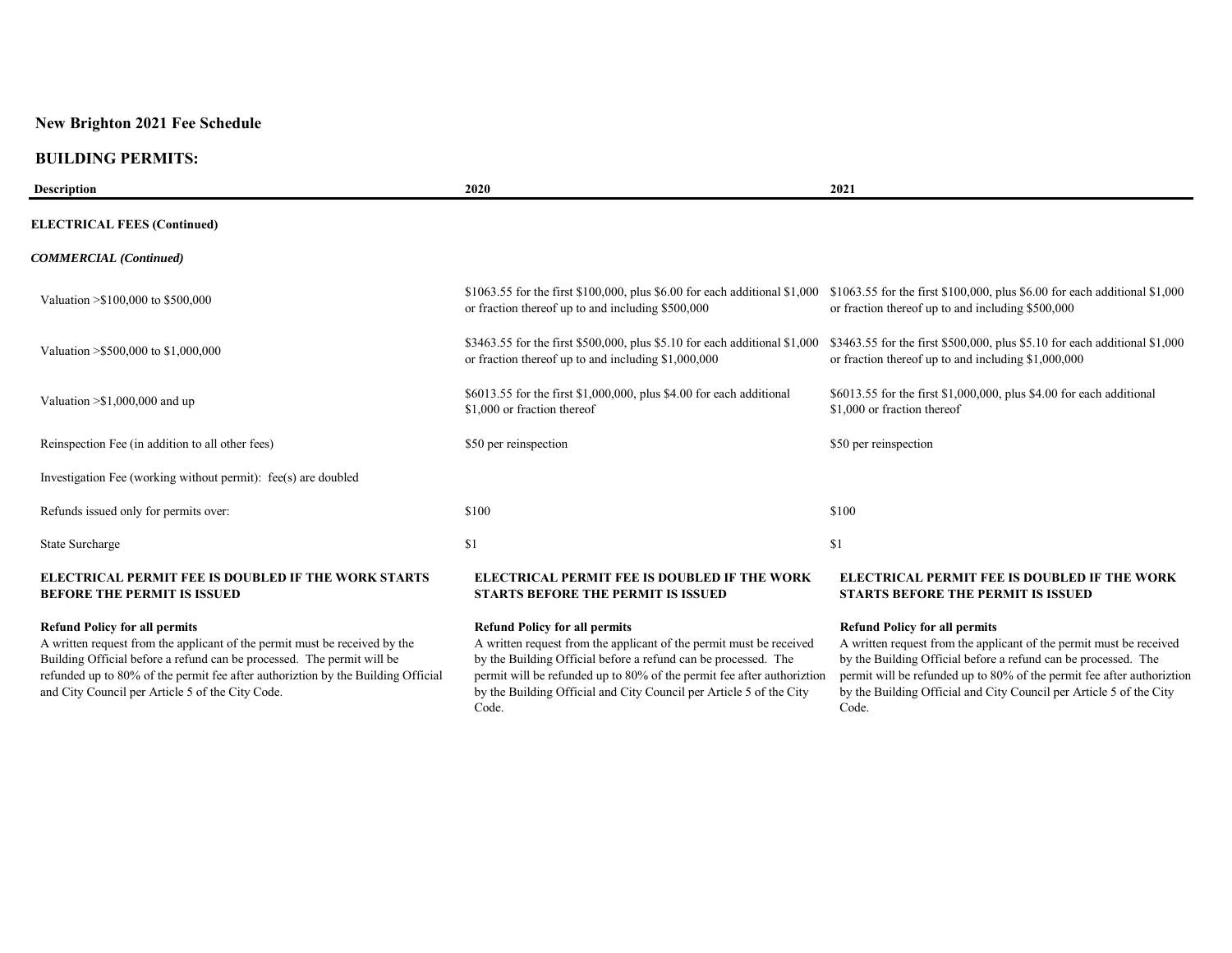## New Brighton 2021 Fee Schedule

## BUILDING PERMITS:

| Description | 2020 | 2021 |
|---|---|---|
| **ELECTRICAL FEES (Continued)** | | |
| ***COMMERCIAL (Continued)*** | | |
| Valuation >$100,000 to $500,000 | $1063.55 for the first $100,000, plus $6.00 for each additional $1,000 or fraction thereof up to and including $500,000 | $1063.55 for the first $100,000, plus $6.00 for each additional $1,000 or fraction thereof up to and including $500,000 |
| Valuation >$500,000 to $1,000,000 | $3463.55 for the first $500,000, plus $5.10 for each additional $1,000 or fraction thereof up to and including $1,000,000 | $3463.55 for the first $500,000, plus $5.10 for each additional $1,000 or fraction thereof up to and including $1,000,000 |
| Valuation >$1,000,000 and up | $6013.55 for the first $1,000,000, plus $4.00 for each additional $1,000 or fraction thereof | $6013.55 for the first $1,000,000, plus $4.00 for each additional $1,000 or fraction thereof |
| Reinspection Fee (in addition to all other fees) | $50 per reinspection | $50 per reinspection |
| Investigation Fee (working without permit): fee(s) are doubled | | |
| Refunds issued only for permits over: | $100 | $100 |
| State Surcharge | $1 | $1 |
| **ELECTRICAL PERMIT FEE IS DOUBLED IF THE WORK STARTS BEFORE THE PERMIT IS ISSUED** | **ELECTRICAL PERMIT FEE IS DOUBLED IF THE WORK STARTS BEFORE THE PERMIT IS ISSUED** | **ELECTRICAL PERMIT FEE IS DOUBLED IF THE WORK STARTS BEFORE THE PERMIT IS ISSUED** |
| **Refund Policy for all permits** A written request from the applicant of the permit must be received by the Building Official before a refund can be processed. The permit will be refunded up to 80% of the permit fee after authoriztion by the Building Official and City Council per Article 5 of the City Code. | **Refund Policy for all permits** A written request from the applicant of the permit must be received by the Building Official before a refund can be processed. The permit will be refunded up to 80% of the permit fee after authoriztion by the Building Official and City Council per Article 5 of the City Code. | **Refund Policy for all permits** A written request from the applicant of the permit must be received by the Building Official before a refund can be processed. The permit will be refunded up to 80% of the permit fee after authoriztion by the Building Official and City Council per Article 5 of the City Code. |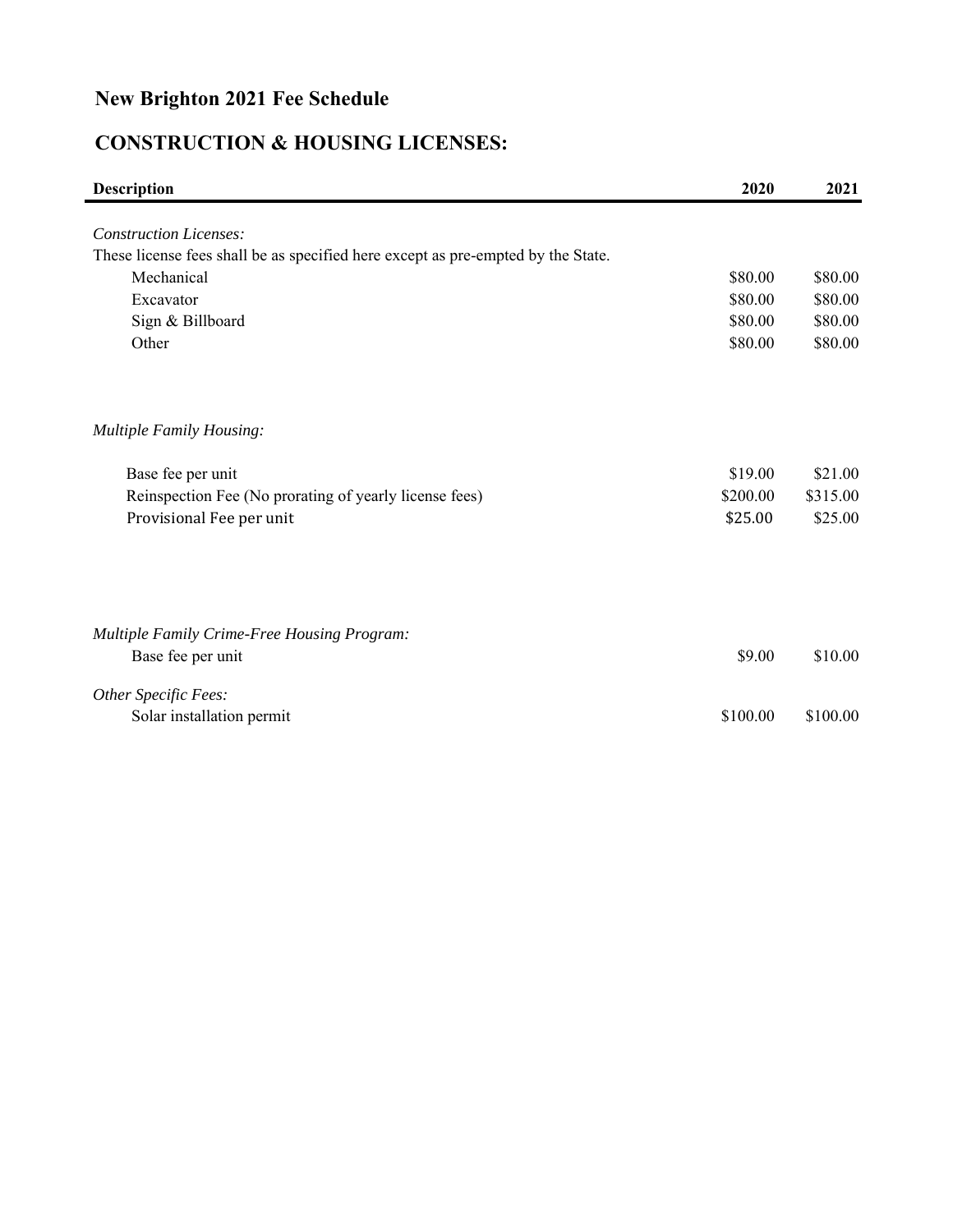# New Brighton 2021 Fee Schedule

## CONSTRUCTION & HOUSING LICENSES:

| Description | 2020 | 2021 |
|---|---|---|
| *Construction Licenses:* | | |
| These license fees shall be as specified here except as pre-empted by the State. | | |
| Mechanical | $80.00 | $80.00 |
| Excavator | $80.00 | $80.00 |
| Sign & Billboard | $80.00 | $80.00 |
| Other | $80.00 | $80.00 |
| *Multiple Family Housing:* | | |
| Base fee per unit | $19.00 | $21.00 |
| Reinspection Fee (No prorating of yearly license fees) | $200.00 | $315.00 |
| Provisional Fee per unit | $25.00 | $25.00 |
| *Multiple Family Crime-Free Housing Program:* | | |
| Base fee per unit | $9.00 | $10.00 |
| *Other Specific Fees:* | | |
| Solar installation permit | $100.00 | $100.00 |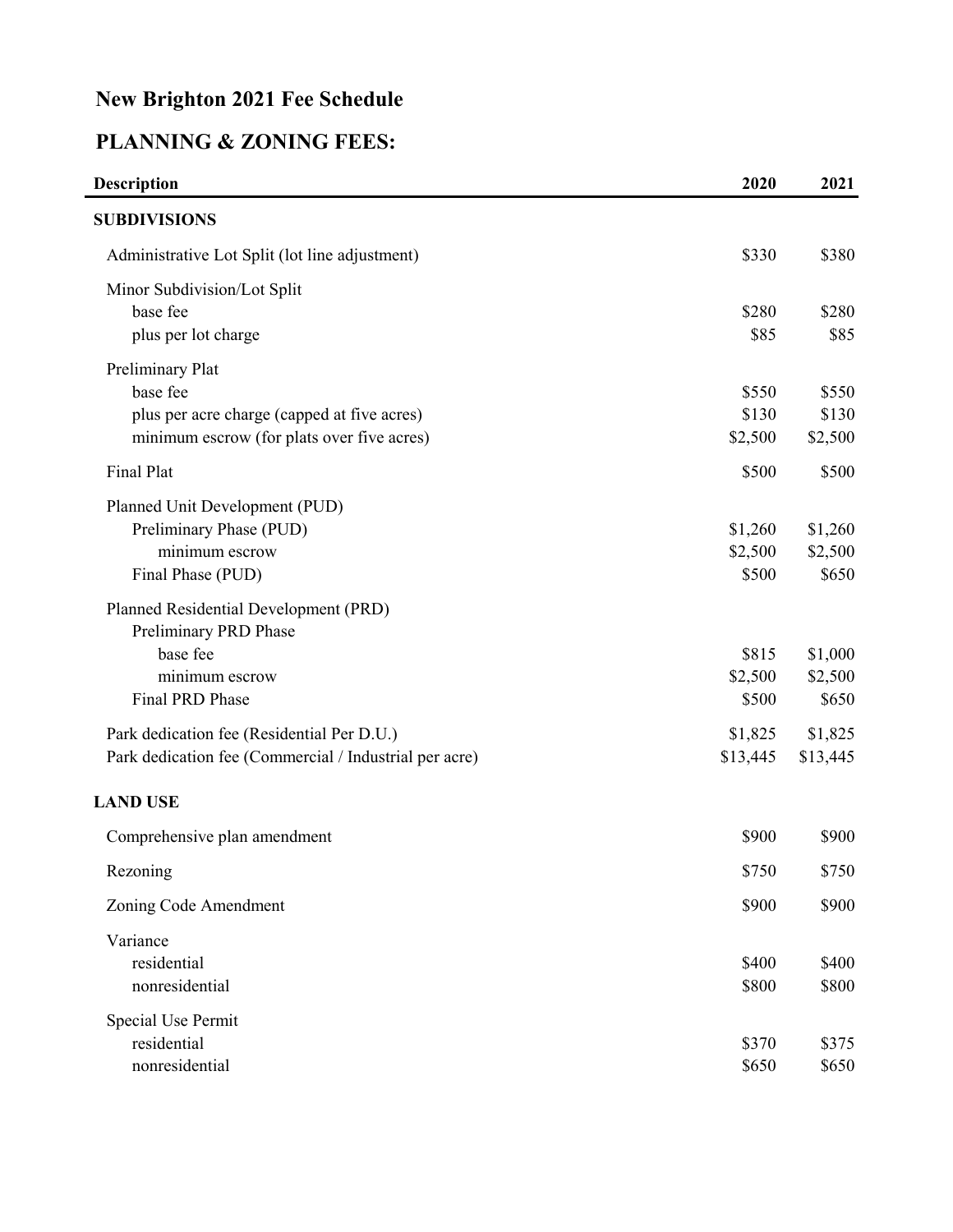# New Brighton 2021 Fee Schedule

## PLANNING & ZONING FEES:

| Description | 2020 | 2021 |
|---|---|---|
| **SUBDIVISIONS** | | |
| Administrative Lot Split (lot line adjustment) | \$330 | \$380 |
| Minor Subdivision/Lot Split | | |
| base fee | \$280 | \$280 |
| plus per lot charge | \$85 | \$85 |
| Preliminary Plat | | |
| base fee | \$550 | \$550 |
| plus per acre charge (capped at five acres) | \$130 | \$130 |
| minimum escrow (for plats over five acres) | \$2,500 | \$2,500 |
| Final Plat | \$500 | \$500 |
| Planned Unit Development (PUD) | | |
| Preliminary Phase (PUD) | \$1,260 | \$1,260 |
| minimum escrow | \$2,500 | \$2,500 |
| Final Phase (PUD) | \$500 | \$650 |
| Planned Residential Development (PRD) | | |
| Preliminary PRD Phase | | |
| base fee | \$815 | \$1,000 |
| minimum escrow | \$2,500 | \$2,500 |
| Final PRD Phase | \$500 | \$650 |
| Park dedication fee (Residential Per D.U.) | \$1,825 | \$1,825 |
| Park dedication fee (Commercial / Industrial per acre) | \$13,445 | \$13,445 |
| **LAND USE** | | |
| Comprehensive plan amendment | \$900 | \$900 |
| Rezoning | \$750 | \$750 |
| Zoning Code Amendment | \$900 | \$900 |
| Variance | | |
| residential | \$400 | \$400 |
| nonresidential | \$800 | \$800 |
| Special Use Permit | | |
| residential | \$370 | \$375 |
| nonresidential | \$650 | \$650 |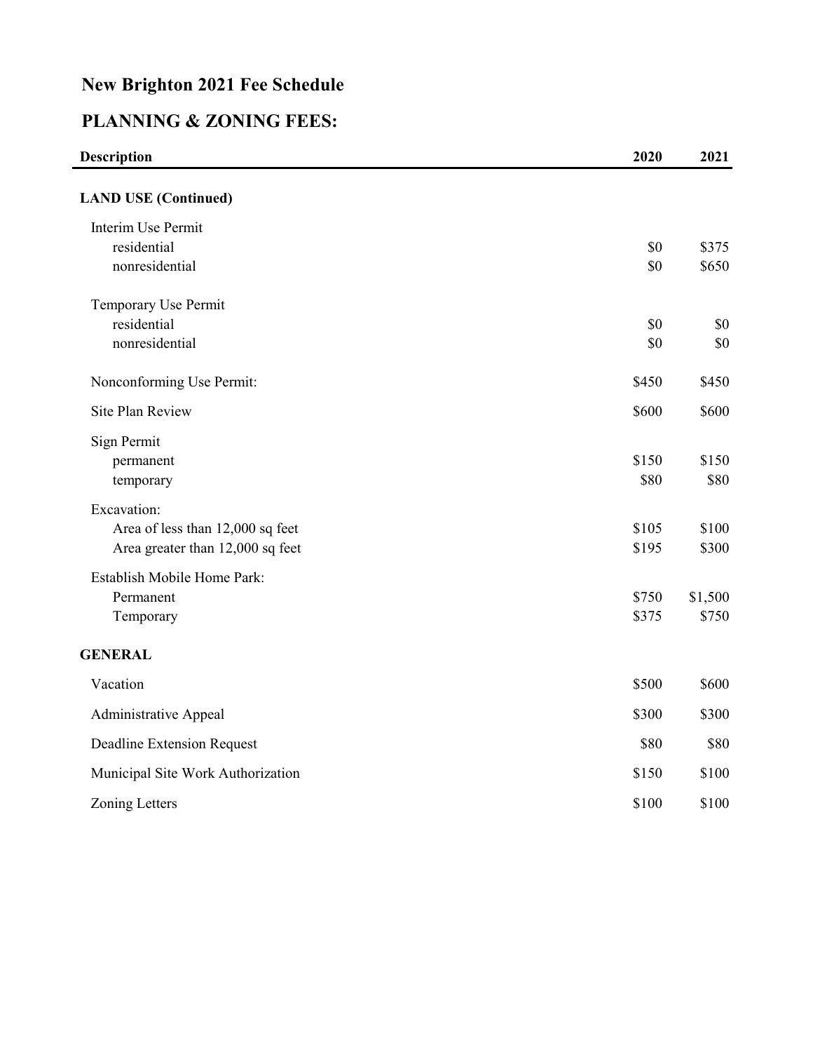# New Brighton 2021 Fee Schedule

## PLANNING & ZONING FEES:

| Description | 2020 | 2021 |
|---|---|---|
| **LAND USE (Continued)** | | |
| Interim Use Permit | | |
| residential | $0 | $375 |
| nonresidential | $0 | $650 |
| Temporary Use Permit | | |
| residential | $0 | $0 |
| nonresidential | $0 | $0 |
| Nonconforming Use Permit: | $450 | $450 |
| Site Plan Review | $600 | $600 |
| Sign Permit | | |
| permanent | $150 | $150 |
| temporary | $80 | $80 |
| Excavation: | | |
| Area of less than 12,000 sq feet | $105 | $100 |
| Area greater than 12,000 sq feet | $195 | $300 |
| Establish Mobile Home Park: | | |
| Permanent | $750 | $1,500 |
| Temporary | $375 | $750 |
| **GENERAL** | | |
| Vacation | $500 | $600 |
| Administrative Appeal | $300 | $300 |
| Deadline Extension Request | $80 | $80 |
| Municipal Site Work Authorization | $150 | $100 |
| Zoning Letters | $100 | $100 |